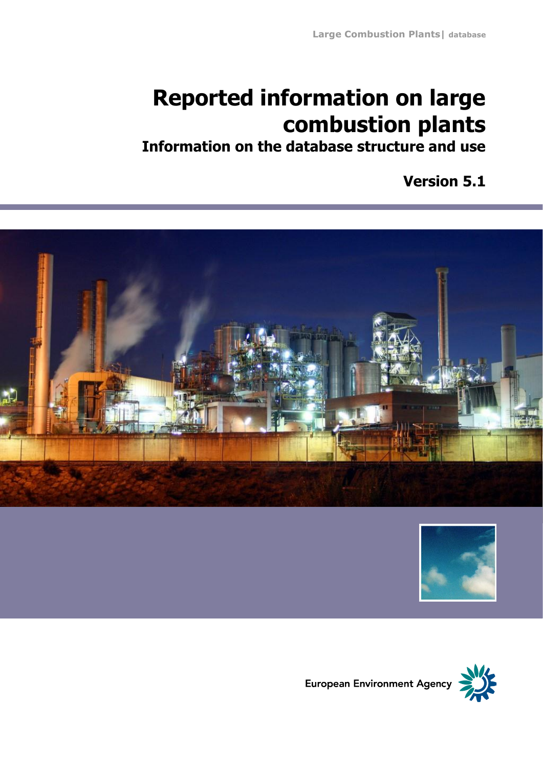Large Combustion Plants| database

# Reported information on large combustion plants

## Information on the database structure and use

**Version 5.1**

European Environment Agency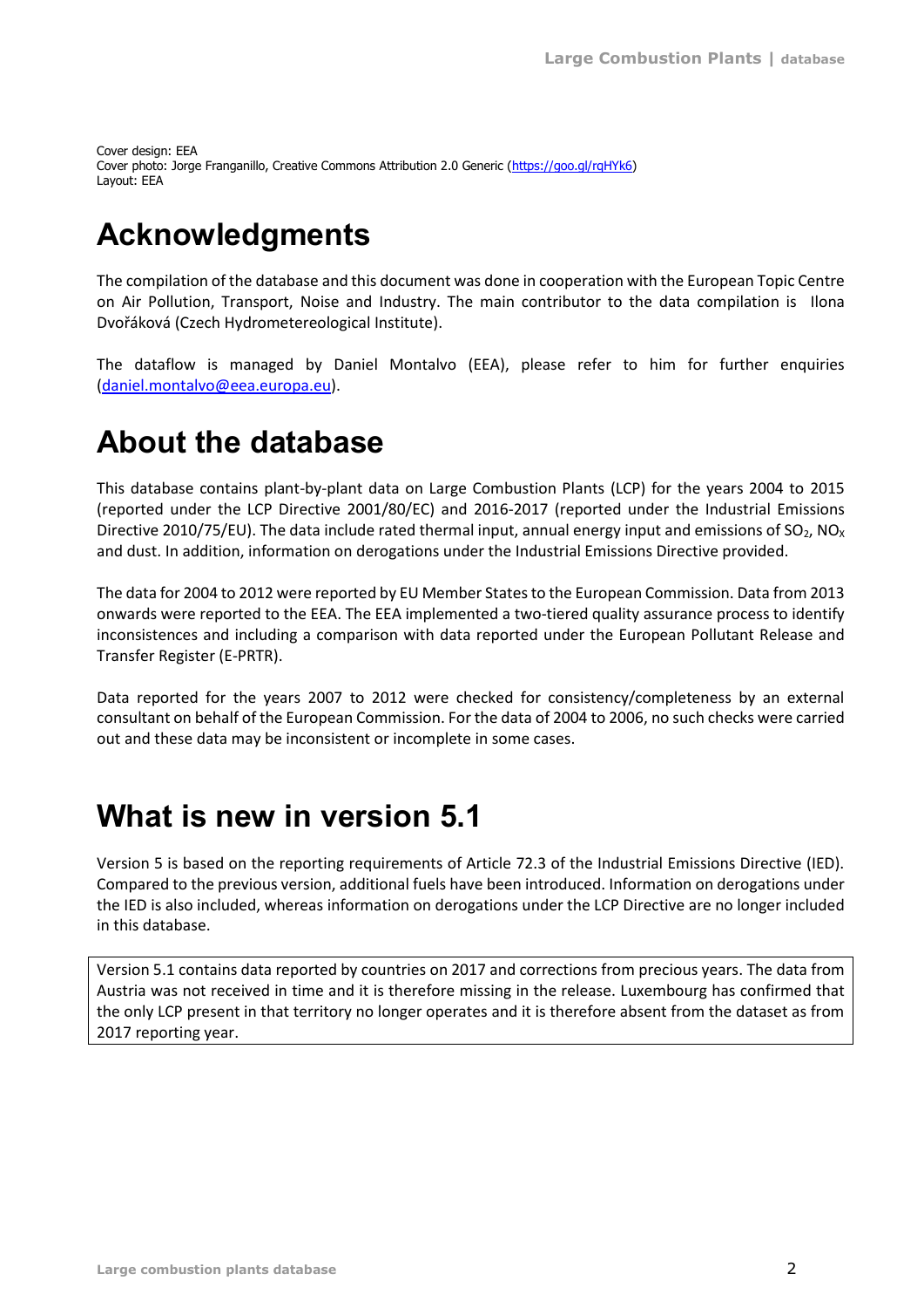Cover design: EEA
Cover photo: Jorge Franganillo, Creative Commons Attribution 2.0 Generic (https://goo.gl/rqHYk6)
Layout: EEA

# Acknowledgments

The compilation of the database and this document was done in cooperation with the European Topic Centre on Air Pollution, Transport, Noise and Industry. The main contributor to the data compilation is Ilona Dvořáková (Czech Hydrometereological Institute).

The dataflow is managed by Daniel Montalvo (EEA), please refer to him for further enquiries (daniel.montalvo@eea.europa.eu).

# About the database

This database contains plant-by-plant data on Large Combustion Plants (LCP) for the years 2004 to 2015 (reported under the LCP Directive 2001/80/EC) and 2016-2017 (reported under the Industrial Emissions Directive 2010/75/EU). The data include rated thermal input, annual energy input and emissions of $SO_2$, $NO_X$ and dust. In addition, information on derogations under the Industrial Emissions Directive provided.

The data for 2004 to 2012 were reported by EU Member States to the European Commission. Data from 2013 onwards were reported to the EEA. The EEA implemented a two-tiered quality assurance process to identify inconsistences and including a comparison with data reported under the European Pollutant Release and Transfer Register (E-PRTR).

Data reported for the years 2007 to 2012 were checked for consistency/completeness by an external consultant on behalf of the European Commission. For the data of 2004 to 2006, no such checks were carried out and these data may be inconsistent or incomplete in some cases.

# What is new in version 5.1

Version 5 is based on the reporting requirements of Article 72.3 of the Industrial Emissions Directive (IED). Compared to the previous version, additional fuels have been introduced. Information on derogations under the IED is also included, whereas information on derogations under the LCP Directive are no longer included in this database.

Version 5.1 contains data reported by countries on 2017 and corrections from precious years. The data from Austria was not received in time and it is therefore missing in the release. Luxembourg has confirmed that the only LCP present in that territory no longer operates and it is therefore absent from the dataset as from 2017 reporting year.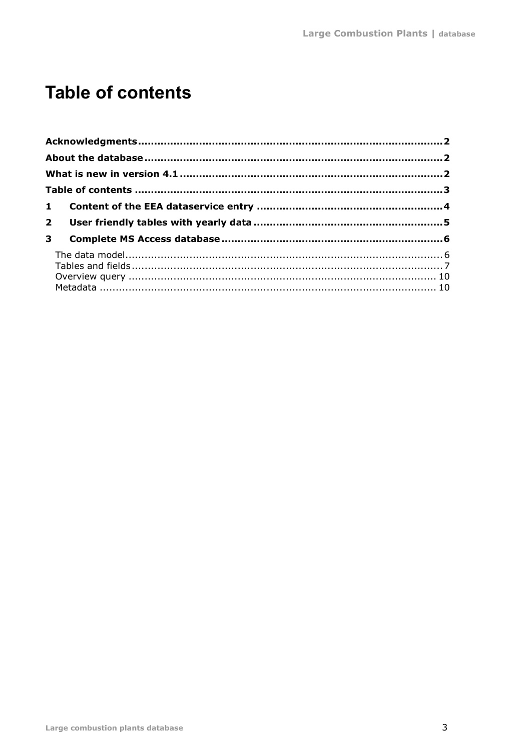# Table of contents

**Acknowledgments** .......... **2**

**About the database** .......... **2**

**What is new in version 4.1** .......... **2**

**Table of contents** .......... **3**

**1 Content of the EEA dataservice entry** .......... **4**

**2 User friendly tables with yearly data** .......... **5**

**3 Complete MS Access database** .......... **6**

- The data model .......... 6
- Tables and fields .......... 7
- Overview query .......... 10
- Metadata .......... 10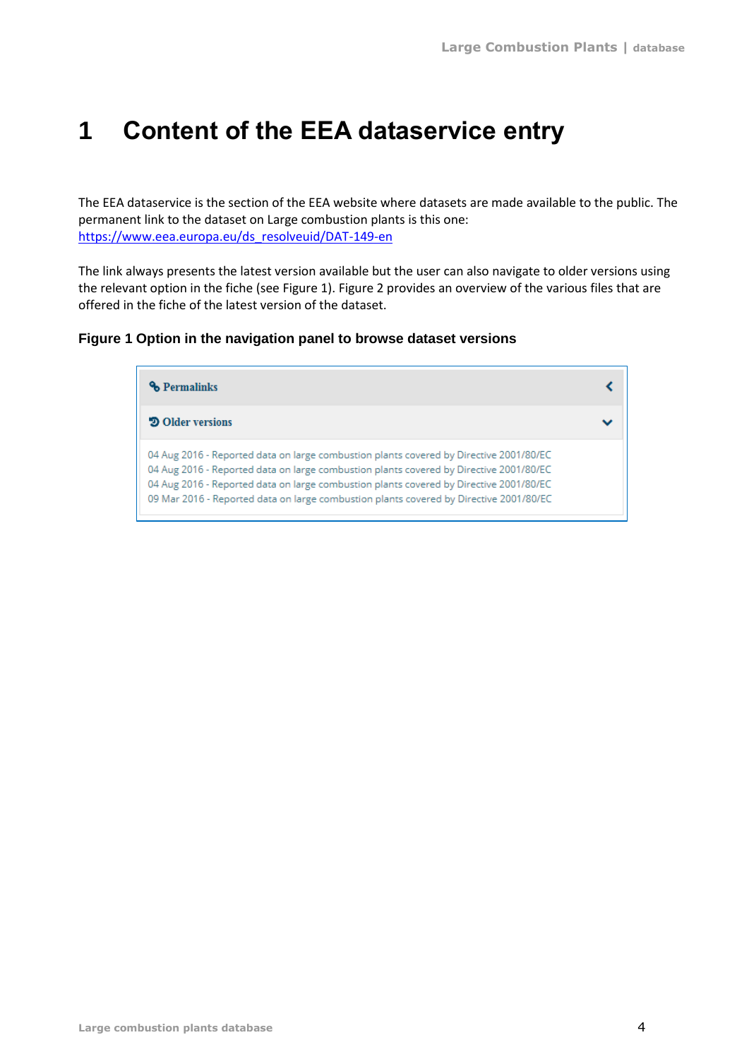# 1 Content of the EEA dataservice entry

The EEA dataservice is the section of the EEA website where datasets are made available to the public. The permanent link to the dataset on Large combustion plants is this one: [https://www.eea.europa.eu/ds_resolveuid/DAT-149-en](https://www.eea.europa.eu/ds_resolveuid/DAT-149-en)

The link always presents the latest version available but the user can also navigate to older versions using the relevant option in the fiche (see Figure 1). Figure 2 provides an overview of the various files that are offered in the fiche of the latest version of the dataset.

**Figure 1 Option in the navigation panel to browse dataset versions**

**Permalinks**

**Older versions**

04 Aug 2016 - Reported data on large combustion plants covered by Directive 2001/80/EC
04 Aug 2016 - Reported data on large combustion plants covered by Directive 2001/80/EC
04 Aug 2016 - Reported data on large combustion plants covered by Directive 2001/80/EC
09 Mar 2016 - Reported data on large combustion plants covered by Directive 2001/80/EC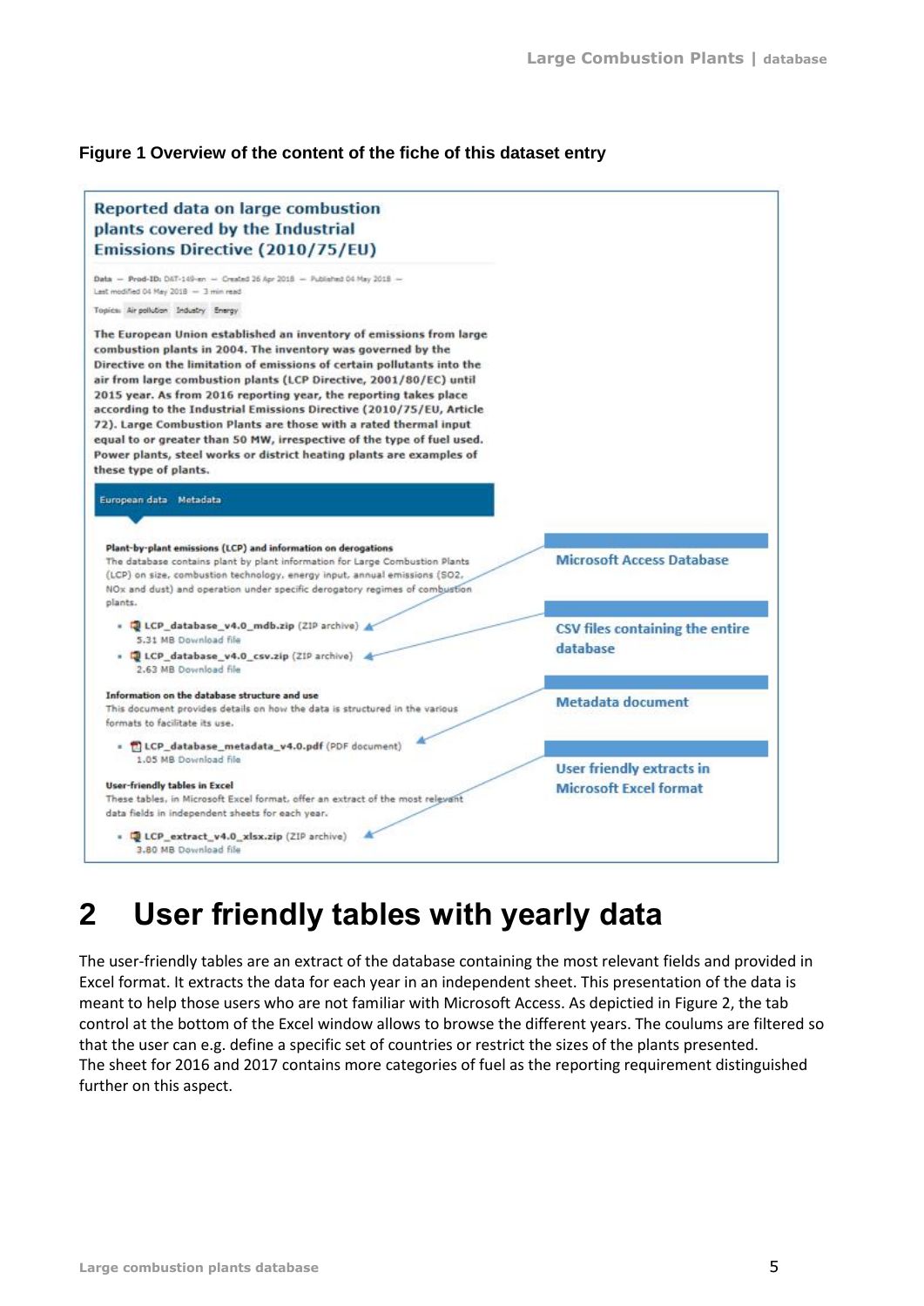**Figure 1 Overview of the content of the fiche of this dataset entry**

**Reported data on large combustion plants covered by the Industrial Emissions Directive (2010/75/EU)**

Data — Prod-ID: DAT-149-en — Created 26 Apr 2018 — Published 04 May 2018 — Last modified 04 May 2018 — 3 min read

Topics: Air pollution Industry Energy

The European Union established an inventory of emissions from large combustion plants in 2004. The inventory was governed by the Directive on the limitation of emissions of certain pollutants into the air from large combustion plants (LCP Directive, 2001/80/EC) until 2015 year. As from 2016 reporting year, the reporting takes place according to the Industrial Emissions Directive (2010/75/EU, Article 72). Large Combustion Plants are those with a rated thermal input equal to or greater than 50 MW, irrespective of the type of fuel used. Power plants, steel works or district heating plants are examples of these type of plants.

European data Metadata

**Plant-by-plant emissions (LCP) and information on derogations**
The database contains plant by plant information for Large Combustion Plants (LCP) on size, combustion technology, energy input, annual emissions ($SO_2$, $NO_x$ and dust) and operation under specific derogatory regimes of combustion plants.

- LCP_database_v4.0_mdb.zip (ZIP archive) 5.31 MB Download file — Microsoft Access Database
- LCP_database_v4.0_csv.zip (ZIP archive) 2.63 MB Download file — CSV files containing the entire database

**Information on the database structure and use**
This document provides details on how the data is structured in the various formats to facilitate its use.

- LCP_database_metadata_v4.0.pdf (PDF document) 1.05 MB Download file — Metadata document

**User-friendly tables in Excel**
These tables, in Microsoft Excel format, offer an extract of the most relevant data fields in independent sheets for each year.

- LCP_extract_v4.0_xlsx.zip (ZIP archive) 3.80 MB Download file — User friendly extracts in Microsoft Excel format

# 2 User friendly tables with yearly data

The user-friendly tables are an extract of the database containing the most relevant fields and provided in Excel format. It extracts the data for each year in an independent sheet. This presentation of the data is meant to help those users who are not familiar with Microsoft Access. As depictied in Figure 2, the tab control at the bottom of the Excel window allows to browse the different years. The coulums are filtered so that the user can e.g. define a specific set of countries or restrict the sizes of the plants presented.
The sheet for 2016 and 2017 contains more categories of fuel as the reporting requirement distinguished further on this aspect.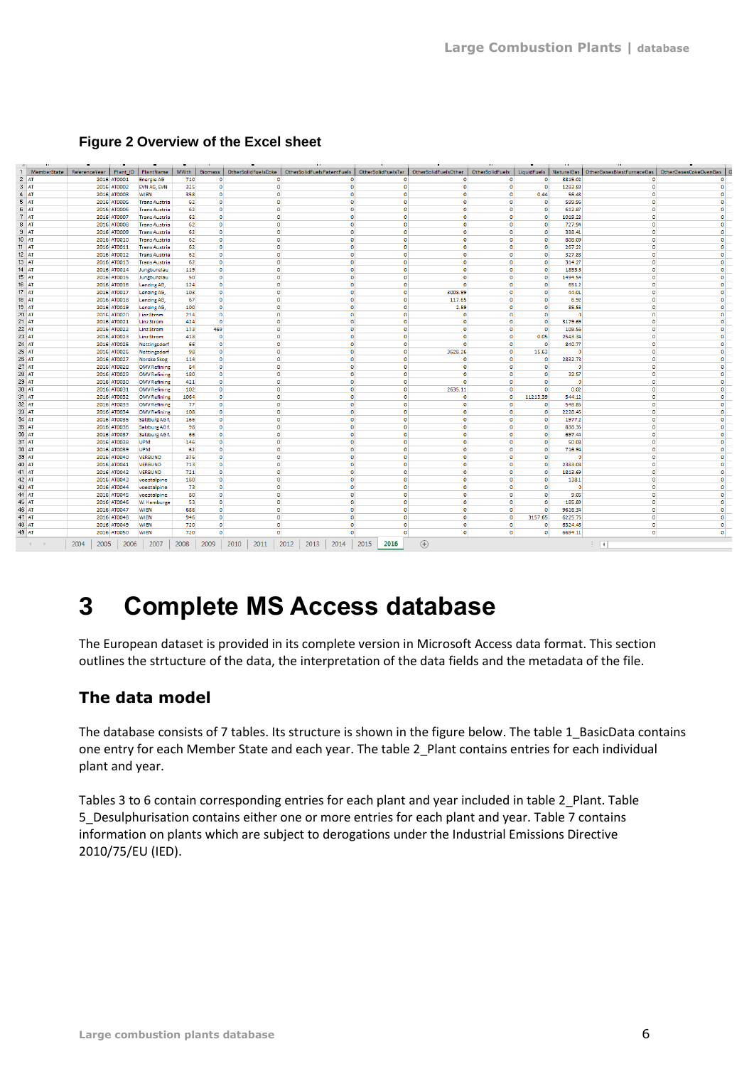**Figure 2 Overview of the Excel sheet**

# 3 Complete MS Access database

The European dataset is provided in its complete version in Microsoft Access data format. This section outlines the strtucture of the data, the interpretation of the data fields and the metadata of the file.

## The data model

The database consists of 7 tables. Its structure is shown in the figure below. The table 1_BasicData contains one entry for each Member State and each year. The table 2_Plant contains entries for each individual plant and year.

Tables 3 to 6 contain corresponding entries for each plant and year included in table 2_Plant. Table 5_Desulphurisation contains either one or more entries for each plant and year. Table 7 contains information on plants which are subject to derogations under the Industrial Emissions Directive 2010/75/EU (IED).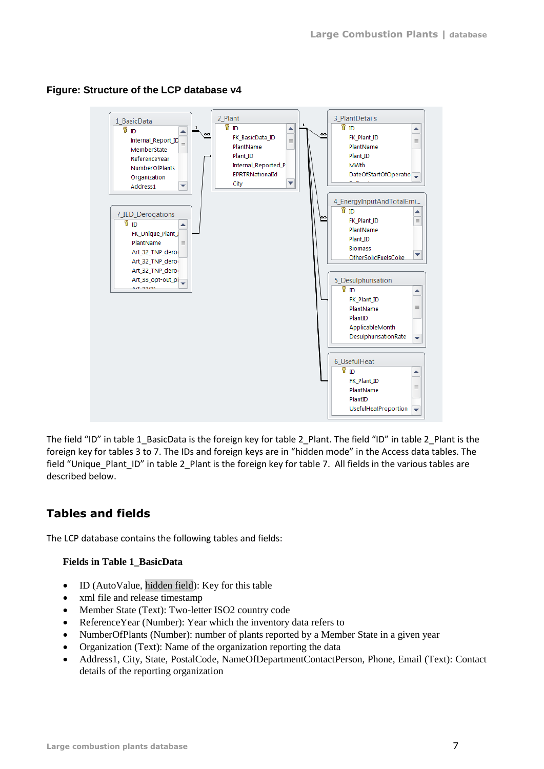**Figure: Structure of the LCP database v4**

The field “ID” in table 1_BasicData is the foreign key for table 2_Plant. The field “ID” in table 2_Plant is the foreign key for tables 3 to 7. The IDs and foreign keys are in “hidden mode” in the Access data tables. The field “Unique_Plant_ID” in table 2_Plant is the foreign key for table 7. All fields in the various tables are described below.

## Tables and fields

The LCP database contains the following tables and fields:

### Fields in Table 1_BasicData

- ID (AutoValue, hidden field): Key for this table
- xml file and release timestamp
- Member State (Text): Two-letter ISO2 country code
- ReferenceYear (Number): Year which the inventory data refers to
- NumberOfPlants (Number): number of plants reported by a Member State in a given year
- Organization (Text): Name of the organization reporting the data
- Address1, City, State, PostalCode, NameOfDepartmentContactPerson, Phone, Email (Text): Contact details of the reporting organization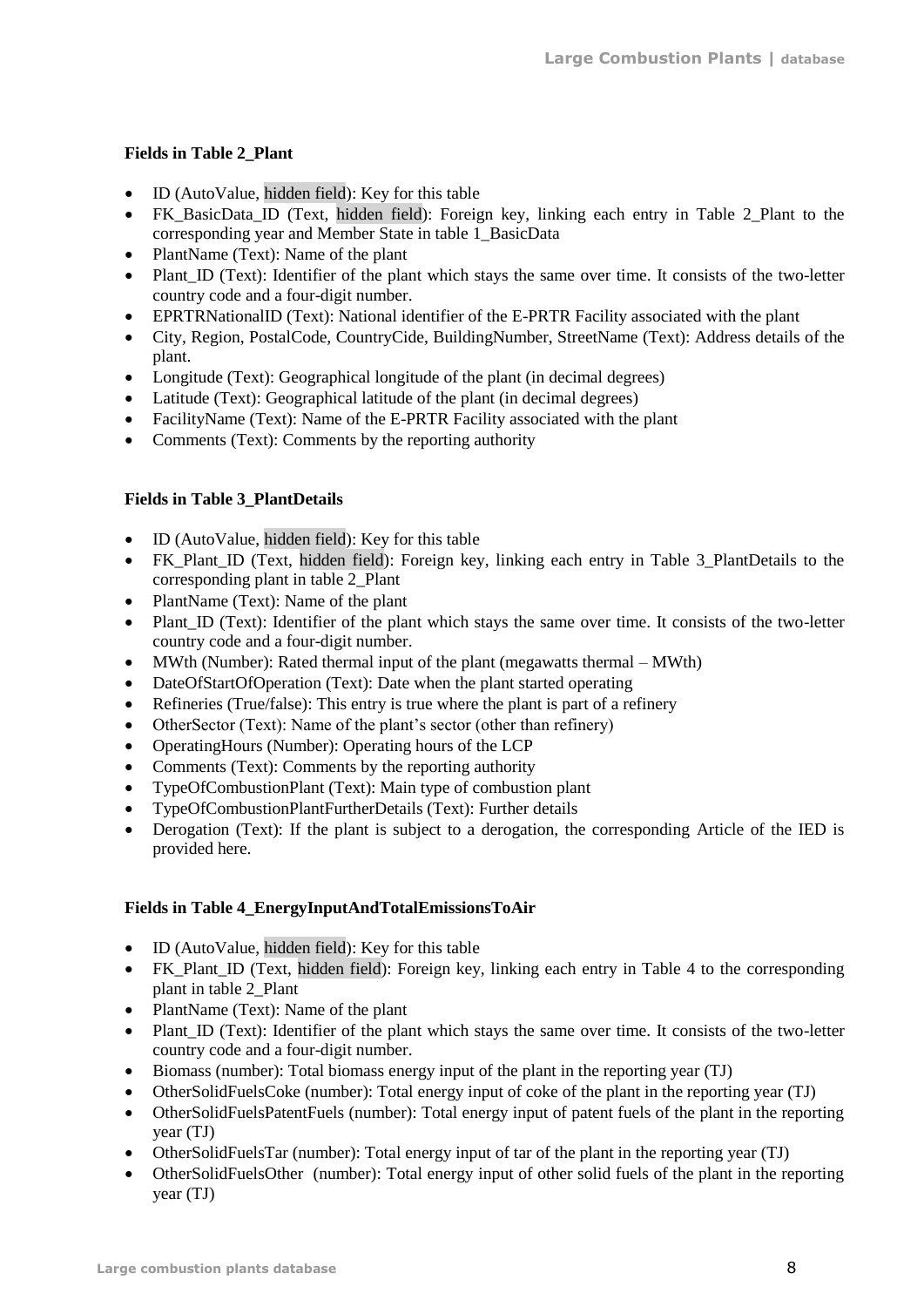**Fields in Table 2_Plant**

- ID (AutoValue, hidden field): Key for this table
- FK_BasicData_ID (Text, hidden field): Foreign key, linking each entry in Table 2_Plant to the corresponding year and Member State in table 1_BasicData
- PlantName (Text): Name of the plant
- Plant_ID (Text): Identifier of the plant which stays the same over time. It consists of the two-letter country code and a four-digit number.
- EPRTRNationalID (Text): National identifier of the E-PRTR Facility associated with the plant
- City, Region, PostalCode, CountryCide, BuildingNumber, StreetName (Text): Address details of the plant.
- Longitude (Text): Geographical longitude of the plant (in decimal degrees)
- Latitude (Text): Geographical latitude of the plant (in decimal degrees)
- FacilityName (Text): Name of the E-PRTR Facility associated with the plant
- Comments (Text): Comments by the reporting authority

**Fields in Table 3_PlantDetails**

- ID (AutoValue, hidden field): Key for this table
- FK_Plant_ID (Text, hidden field): Foreign key, linking each entry in Table 3_PlantDetails to the corresponding plant in table 2_Plant
- PlantName (Text): Name of the plant
- Plant_ID (Text): Identifier of the plant which stays the same over time. It consists of the two-letter country code and a four-digit number.
- MWth (Number): Rated thermal input of the plant (megawatts thermal – MWth)
- DateOfStartOfOperation (Text): Date when the plant started operating
- Refineries (True/false): This entry is true where the plant is part of a refinery
- OtherSector (Text): Name of the plant's sector (other than refinery)
- OperatingHours (Number): Operating hours of the LCP
- Comments (Text): Comments by the reporting authority
- TypeOfCombustionPlant (Text): Main type of combustion plant
- TypeOfCombustionPlantFurtherDetails (Text): Further details
- Derogation (Text): If the plant is subject to a derogation, the corresponding Article of the IED is provided here.

**Fields in Table 4_EnergyInputAndTotalEmissionsToAir**

- ID (AutoValue, hidden field): Key for this table
- FK_Plant_ID (Text, hidden field): Foreign key, linking each entry in Table 4 to the corresponding plant in table 2_Plant
- PlantName (Text): Name of the plant
- Plant_ID (Text): Identifier of the plant which stays the same over time. It consists of the two-letter country code and a four-digit number.
- Biomass (number): Total biomass energy input of the plant in the reporting year (TJ)
- OtherSolidFuelsCoke (number): Total energy input of coke of the plant in the reporting year (TJ)
- OtherSolidFuelsPatentFuels (number): Total energy input of patent fuels of the plant in the reporting year (TJ)
- OtherSolidFuelsTar (number): Total energy input of tar of the plant in the reporting year (TJ)
- OtherSolidFuelsOther (number): Total energy input of other solid fuels of the plant in the reporting year (TJ)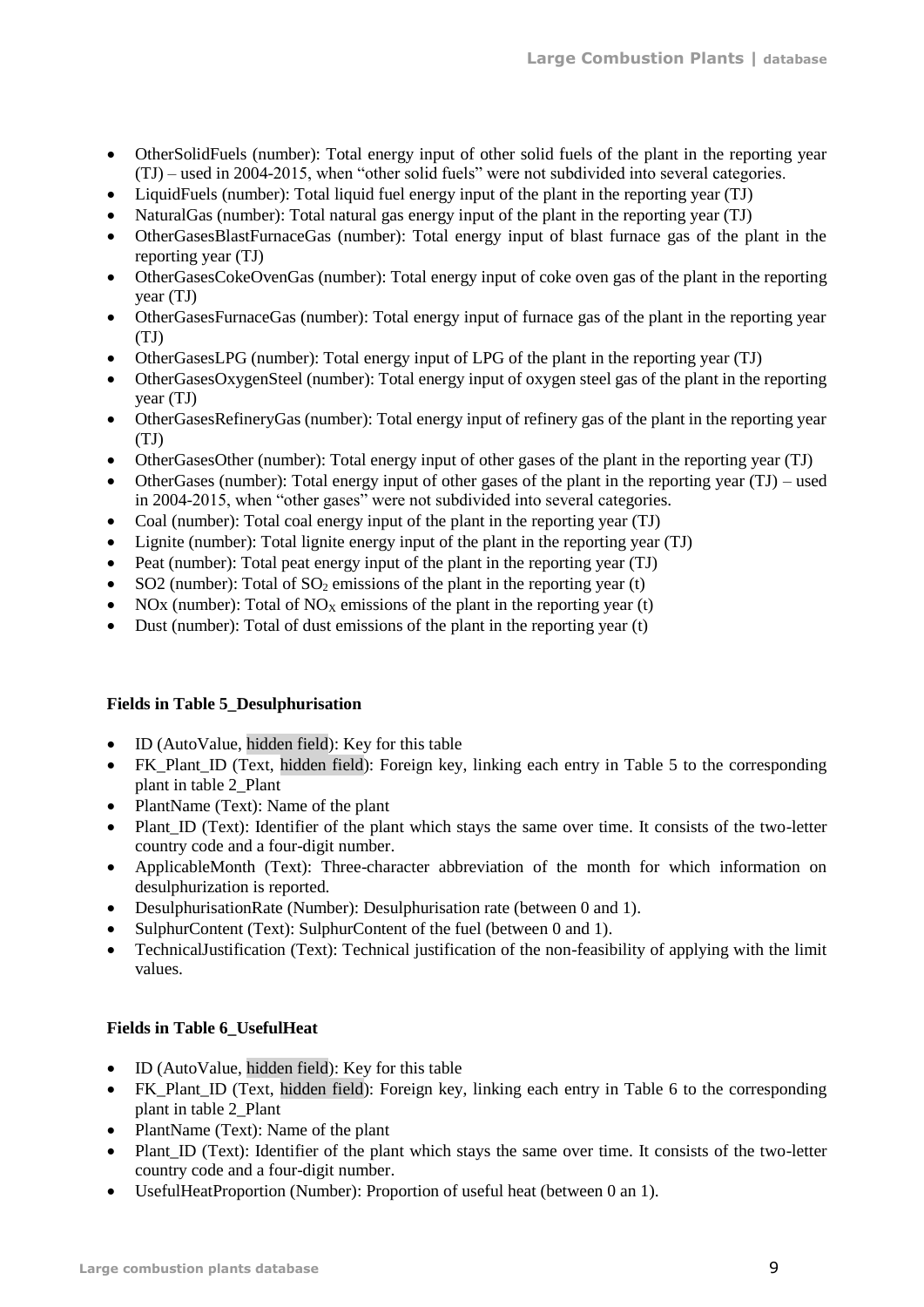- OtherSolidFuels (number): Total energy input of other solid fuels of the plant in the reporting year (TJ) – used in 2004-2015, when "other solid fuels" were not subdivided into several categories.
- LiquidFuels (number): Total liquid fuel energy input of the plant in the reporting year (TJ)
- NaturalGas (number): Total natural gas energy input of the plant in the reporting year (TJ)
- OtherGasesBlastFurnaceGas (number): Total energy input of blast furnace gas of the plant in the reporting year (TJ)
- OtherGasesCokeOvenGas (number): Total energy input of coke oven gas of the plant in the reporting year (TJ)
- OtherGasesFurnaceGas (number): Total energy input of furnace gas of the plant in the reporting year (TJ)
- OtherGasesLPG (number): Total energy input of LPG of the plant in the reporting year (TJ)
- OtherGasesOxygenSteel (number): Total energy input of oxygen steel gas of the plant in the reporting year (TJ)
- OtherGasesRefineryGas (number): Total energy input of refinery gas of the plant in the reporting year (TJ)
- OtherGasesOther (number): Total energy input of other gases of the plant in the reporting year (TJ)
- OtherGases (number): Total energy input of other gases of the plant in the reporting year (TJ) – used in 2004-2015, when "other gases" were not subdivided into several categories.
- Coal (number): Total coal energy input of the plant in the reporting year (TJ)
- Lignite (number): Total lignite energy input of the plant in the reporting year (TJ)
- Peat (number): Total peat energy input of the plant in the reporting year (TJ)
- SO2 (number): Total of $SO_2$ emissions of the plant in the reporting year (t)
- NOx (number): Total of $NO_X$ emissions of the plant in the reporting year (t)
- Dust (number): Total of dust emissions of the plant in the reporting year (t)

**Fields in Table 5_Desulphurisation**

- ID (AutoValue, hidden field): Key for this table
- FK_Plant_ID (Text, hidden field): Foreign key, linking each entry in Table 5 to the corresponding plant in table 2_Plant
- PlantName (Text): Name of the plant
- Plant_ID (Text): Identifier of the plant which stays the same over time. It consists of the two-letter country code and a four-digit number.
- ApplicableMonth (Text): Three-character abbreviation of the month for which information on desulphurization is reported.
- DesulphurisationRate (Number): Desulphurisation rate (between 0 and 1).
- SulphurContent (Text): SulphurContent of the fuel (between 0 and 1).
- TechnicalJustification (Text): Technical justification of the non-feasibility of applying with the limit values.

**Fields in Table 6_UsefulHeat**

- ID (AutoValue, hidden field): Key for this table
- FK_Plant_ID (Text, hidden field): Foreign key, linking each entry in Table 6 to the corresponding plant in table 2_Plant
- PlantName (Text): Name of the plant
- Plant_ID (Text): Identifier of the plant which stays the same over time. It consists of the two-letter country code and a four-digit number.
- UsefulHeatProportion (Number): Proportion of useful heat (between 0 an 1).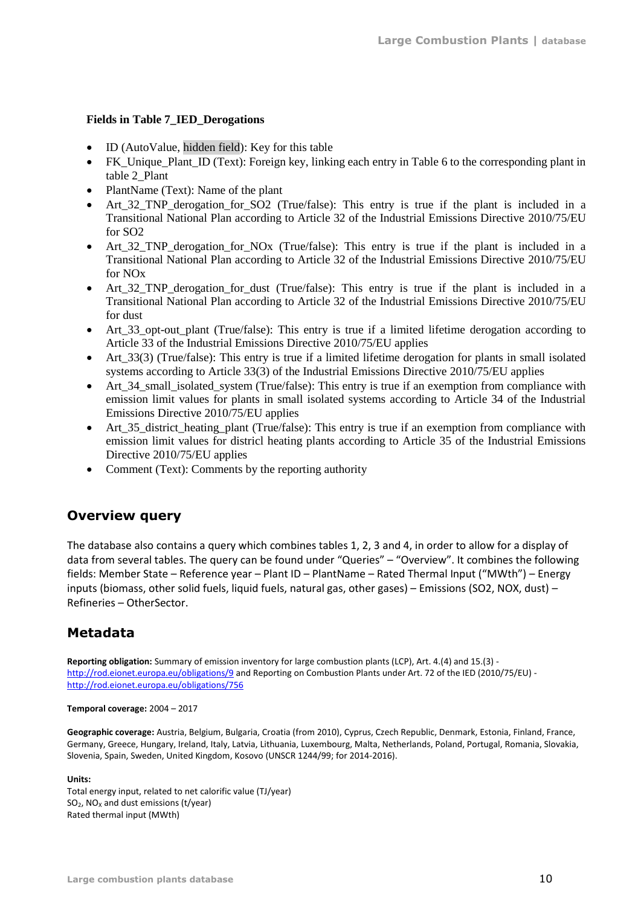**Fields in Table 7_IED_Derogations**

- ID (AutoValue, hidden field): Key for this table
- FK_Unique_Plant_ID (Text): Foreign key, linking each entry in Table 6 to the corresponding plant in table 2_Plant
- PlantName (Text): Name of the plant
- Art_32_TNP_derogation_for_SO2 (True/false): This entry is true if the plant is included in a Transitional National Plan according to Article 32 of the Industrial Emissions Directive 2010/75/EU for SO2
- Art_32_TNP_derogation_for_NOx (True/false): This entry is true if the plant is included in a Transitional National Plan according to Article 32 of the Industrial Emissions Directive 2010/75/EU for NOx
- Art_32_TNP_derogation_for_dust (True/false): This entry is true if the plant is included in a Transitional National Plan according to Article 32 of the Industrial Emissions Directive 2010/75/EU for dust
- Art_33_opt-out_plant (True/false): This entry is true if a limited lifetime derogation according to Article 33 of the Industrial Emissions Directive 2010/75/EU applies
- Art_33(3) (True/false): This entry is true if a limited lifetime derogation for plants in small isolated systems according to Article 33(3) of the Industrial Emissions Directive 2010/75/EU applies
- Art_34_small_isolated_system (True/false): This entry is true if an exemption from compliance with emission limit values for plants in small isolated systems according to Article 34 of the Industrial Emissions Directive 2010/75/EU applies
- Art_35_district_heating_plant (True/false): This entry is true if an exemption from compliance with emission limit values for districl heating plants according to Article 35 of the Industrial Emissions Directive 2010/75/EU applies
- Comment (Text): Comments by the reporting authority

## Overview query

The database also contains a query which combines tables 1, 2, 3 and 4, in order to allow for a display of data from several tables. The query can be found under “Queries” – “Overview”. It combines the following fields: Member State – Reference year – Plant ID – PlantName – Rated Thermal Input (“MWth”) – Energy inputs (biomass, other solid fuels, liquid fuels, natural gas, other gases) – Emissions (SO2, NOX, dust) – Refineries – OtherSector.

## Metadata

**Reporting obligation:** Summary of emission inventory for large combustion plants (LCP), Art. 4.(4) and 15.(3) - http://rod.eionet.europa.eu/obligations/9 and Reporting on Combustion Plants under Art. 72 of the IED (2010/75/EU) - http://rod.eionet.europa.eu/obligations/756

**Temporal coverage:** 2004 – 2017

**Geographic coverage:** Austria, Belgium, Bulgaria, Croatia (from 2010), Cyprus, Czech Republic, Denmark, Estonia, Finland, France, Germany, Greece, Hungary, Ireland, Italy, Latvia, Lithuania, Luxembourg, Malta, Netherlands, Poland, Portugal, Romania, Slovakia, Slovenia, Spain, Sweden, United Kingdom, Kosovo (UNSCR 1244/99; for 2014-2016).

**Units:**
Total energy input, related to net calorific value (TJ/year)
$SO_2$, $NO_X$ and dust emissions (t/year)
Rated thermal input (MWth)